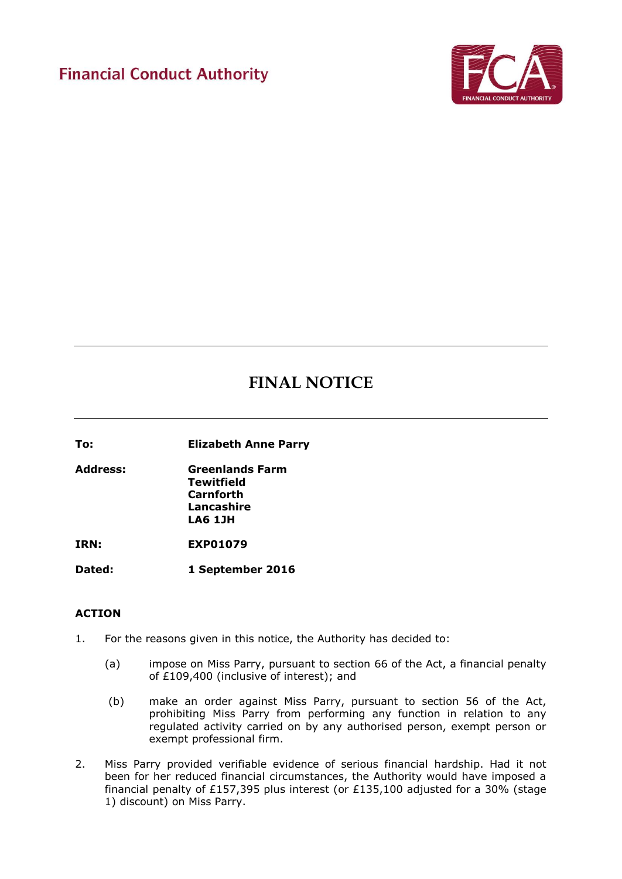Financial Conduct Authority

# FINAL NOTICE

**To:** **Elizabeth Anne Parry**

**Address:** **Greenlands Farm**
**Tewitfield**
**Carnforth**
**Lancashire**
**LA6 1JH**

**IRN:** **EXP01079**

**Dated:** **1 September 2016**

## ACTION

1. For the reasons given in this notice, the Authority has decided to:

   (a) impose on Miss Parry, pursuant to section 66 of the Act, a financial penalty of £109,400 (inclusive of interest); and

   (b) make an order against Miss Parry, pursuant to section 56 of the Act, prohibiting Miss Parry from performing any function in relation to any regulated activity carried on by any authorised person, exempt person or exempt professional firm.

2. Miss Parry provided verifiable evidence of serious financial hardship. Had it not been for her reduced financial circumstances, the Authority would have imposed a financial penalty of £157,395 plus interest (or £135,100 adjusted for a 30% (stage 1) discount) on Miss Parry.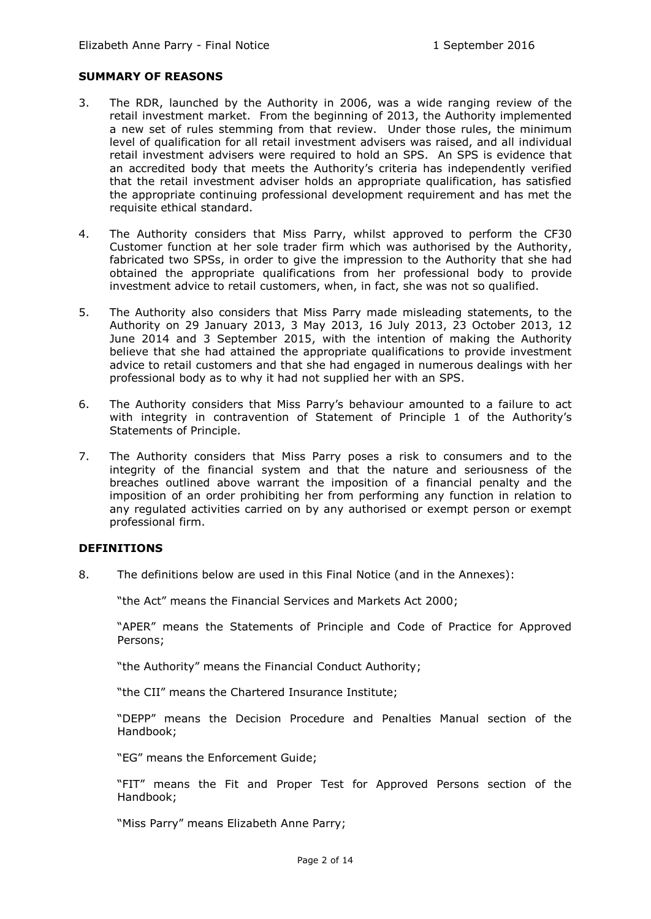**SUMMARY OF REASONS**

3. The RDR, launched by the Authority in 2006, was a wide ranging review of the retail investment market. From the beginning of 2013, the Authority implemented a new set of rules stemming from that review. Under those rules, the minimum level of qualification for all retail investment advisers was raised, and all individual retail investment advisers were required to hold an SPS. An SPS is evidence that an accredited body that meets the Authority's criteria has independently verified that the retail investment adviser holds an appropriate qualification, has satisfied the appropriate continuing professional development requirement and has met the requisite ethical standard.

4. The Authority considers that Miss Parry, whilst approved to perform the CF30 Customer function at her sole trader firm which was authorised by the Authority, fabricated two SPSs, in order to give the impression to the Authority that she had obtained the appropriate qualifications from her professional body to provide investment advice to retail customers, when, in fact, she was not so qualified.

5. The Authority also considers that Miss Parry made misleading statements, to the Authority on 29 January 2013, 3 May 2013, 16 July 2013, 23 October 2013, 12 June 2014 and 3 September 2015, with the intention of making the Authority believe that she had attained the appropriate qualifications to provide investment advice to retail customers and that she had engaged in numerous dealings with her professional body as to why it had not supplied her with an SPS.

6. The Authority considers that Miss Parry's behaviour amounted to a failure to act with integrity in contravention of Statement of Principle 1 of the Authority's Statements of Principle.

7. The Authority considers that Miss Parry poses a risk to consumers and to the integrity of the financial system and that the nature and seriousness of the breaches outlined above warrant the imposition of a financial penalty and the imposition of an order prohibiting her from performing any function in relation to any regulated activities carried on by any authorised or exempt person or exempt professional firm.

**DEFINITIONS**

8. The definitions below are used in this Final Notice (and in the Annexes):

   "the Act" means the Financial Services and Markets Act 2000;

   "APER" means the Statements of Principle and Code of Practice for Approved Persons;

   "the Authority" means the Financial Conduct Authority;

   "the CII" means the Chartered Insurance Institute;

   "DEPP" means the Decision Procedure and Penalties Manual section of the Handbook;

   "EG" means the Enforcement Guide;

   "FIT" means the Fit and Proper Test for Approved Persons section of the Handbook;

   "Miss Parry" means Elizabeth Anne Parry;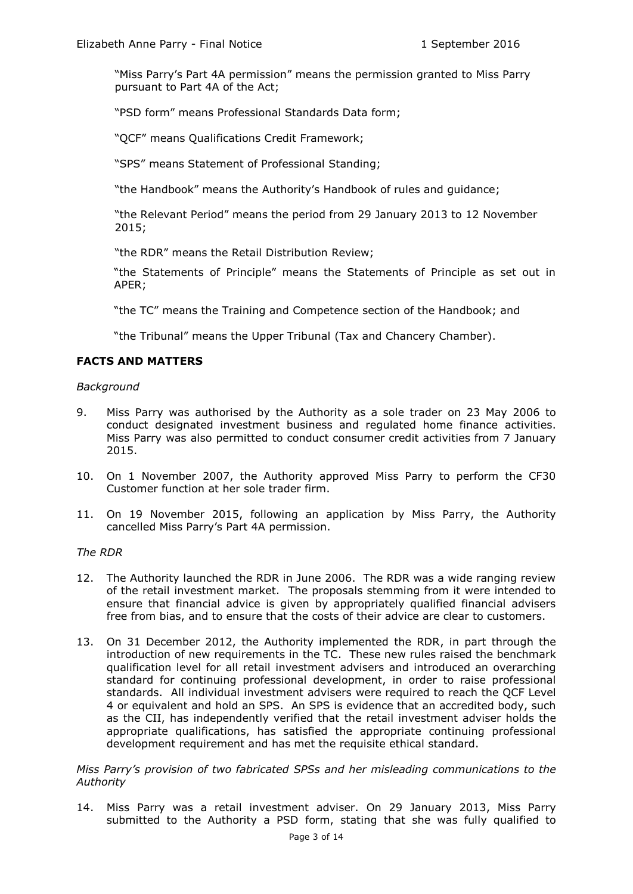"Miss Parry's Part 4A permission" means the permission granted to Miss Parry pursuant to Part 4A of the Act;

"PSD form" means Professional Standards Data form;

"QCF" means Qualifications Credit Framework;

"SPS" means Statement of Professional Standing;

"the Handbook" means the Authority's Handbook of rules and guidance;

"the Relevant Period" means the period from 29 January 2013 to 12 November 2015;

"the RDR" means the Retail Distribution Review;

"the Statements of Principle" means the Statements of Principle as set out in APER;

"the TC" means the Training and Competence section of the Handbook; and

"the Tribunal" means the Upper Tribunal (Tax and Chancery Chamber).

## FACTS AND MATTERS

*Background*

9. Miss Parry was authorised by the Authority as a sole trader on 23 May 2006 to conduct designated investment business and regulated home finance activities. Miss Parry was also permitted to conduct consumer credit activities from 7 January 2015.

10. On 1 November 2007, the Authority approved Miss Parry to perform the CF30 Customer function at her sole trader firm.

11. On 19 November 2015, following an application by Miss Parry, the Authority cancelled Miss Parry's Part 4A permission.

*The RDR*

12. The Authority launched the RDR in June 2006. The RDR was a wide ranging review of the retail investment market. The proposals stemming from it were intended to ensure that financial advice is given by appropriately qualified financial advisers free from bias, and to ensure that the costs of their advice are clear to customers.

13. On 31 December 2012, the Authority implemented the RDR, in part through the introduction of new requirements in the TC. These new rules raised the benchmark qualification level for all retail investment advisers and introduced an overarching standard for continuing professional development, in order to raise professional standards. All individual investment advisers were required to reach the QCF Level 4 or equivalent and hold an SPS. An SPS is evidence that an accredited body, such as the CII, has independently verified that the retail investment adviser holds the appropriate qualifications, has satisfied the appropriate continuing professional development requirement and has met the requisite ethical standard.

*Miss Parry's provision of two fabricated SPSs and her misleading communications to the Authority*

14. Miss Parry was a retail investment adviser. On 29 January 2013, Miss Parry submitted to the Authority a PSD form, stating that she was fully qualified to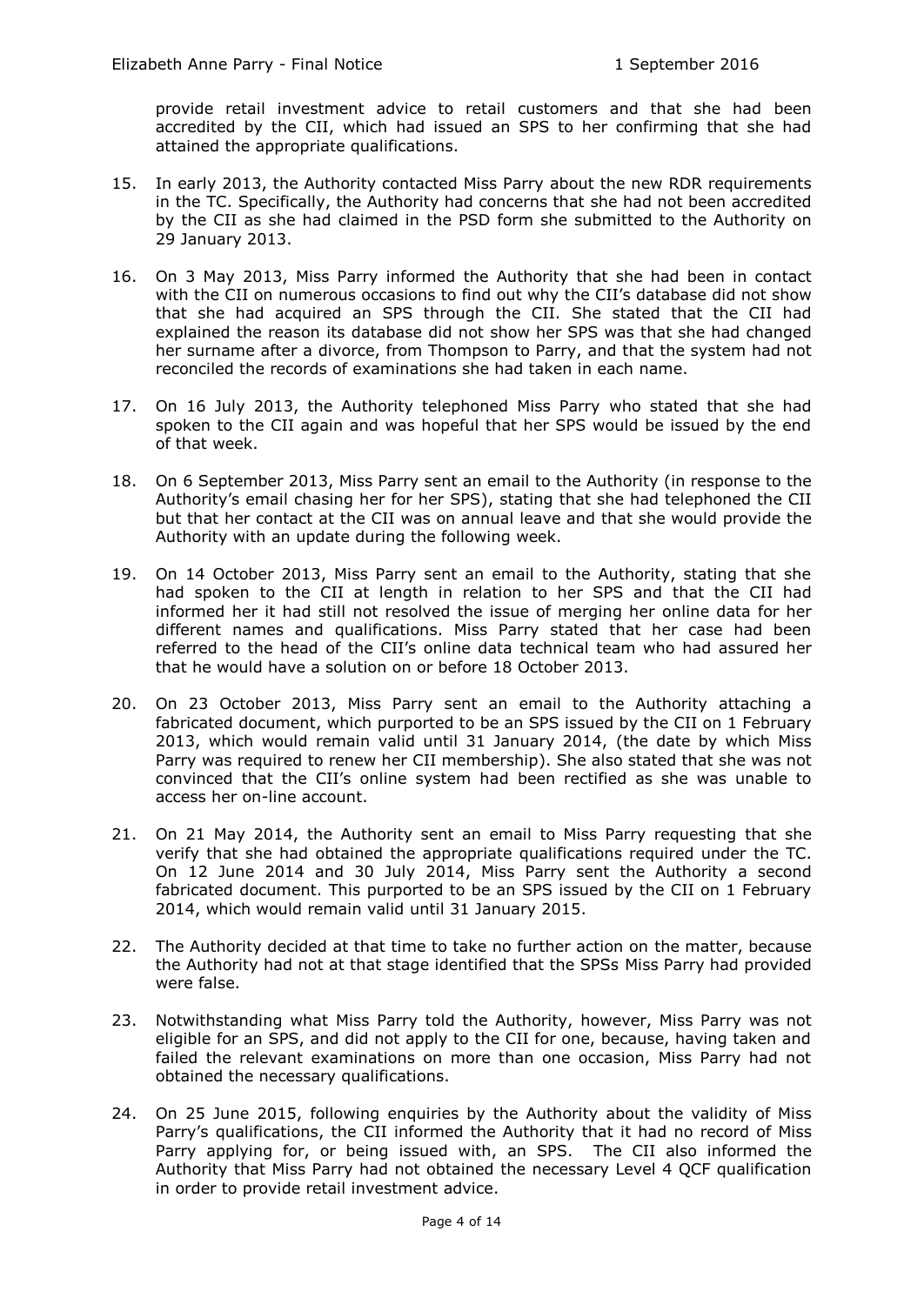provide retail investment advice to retail customers and that she had been accredited by the CII, which had issued an SPS to her confirming that she had attained the appropriate qualifications.

15. In early 2013, the Authority contacted Miss Parry about the new RDR requirements in the TC. Specifically, the Authority had concerns that she had not been accredited by the CII as she had claimed in the PSD form she submitted to the Authority on 29 January 2013.

16. On 3 May 2013, Miss Parry informed the Authority that she had been in contact with the CII on numerous occasions to find out why the CII's database did not show that she had acquired an SPS through the CII. She stated that the CII had explained the reason its database did not show her SPS was that she had changed her surname after a divorce, from Thompson to Parry, and that the system had not reconciled the records of examinations she had taken in each name.

17. On 16 July 2013, the Authority telephoned Miss Parry who stated that she had spoken to the CII again and was hopeful that her SPS would be issued by the end of that week.

18. On 6 September 2013, Miss Parry sent an email to the Authority (in response to the Authority's email chasing her for her SPS), stating that she had telephoned the CII but that her contact at the CII was on annual leave and that she would provide the Authority with an update during the following week.

19. On 14 October 2013, Miss Parry sent an email to the Authority, stating that she had spoken to the CII at length in relation to her SPS and that the CII had informed her it had still not resolved the issue of merging her online data for her different names and qualifications. Miss Parry stated that her case had been referred to the head of the CII's online data technical team who had assured her that he would have a solution on or before 18 October 2013.

20. On 23 October 2013, Miss Parry sent an email to the Authority attaching a fabricated document, which purported to be an SPS issued by the CII on 1 February 2013, which would remain valid until 31 January 2014, (the date by which Miss Parry was required to renew her CII membership). She also stated that she was not convinced that the CII's online system had been rectified as she was unable to access her on-line account.

21. On 21 May 2014, the Authority sent an email to Miss Parry requesting that she verify that she had obtained the appropriate qualifications required under the TC. On 12 June 2014 and 30 July 2014, Miss Parry sent the Authority a second fabricated document. This purported to be an SPS issued by the CII on 1 February 2014, which would remain valid until 31 January 2015.

22. The Authority decided at that time to take no further action on the matter, because the Authority had not at that stage identified that the SPSs Miss Parry had provided were false.

23. Notwithstanding what Miss Parry told the Authority, however, Miss Parry was not eligible for an SPS, and did not apply to the CII for one, because, having taken and failed the relevant examinations on more than one occasion, Miss Parry had not obtained the necessary qualifications.

24. On 25 June 2015, following enquiries by the Authority about the validity of Miss Parry's qualifications, the CII informed the Authority that it had no record of Miss Parry applying for, or being issued with, an SPS. The CII also informed the Authority that Miss Parry had not obtained the necessary Level 4 QCF qualification in order to provide retail investment advice.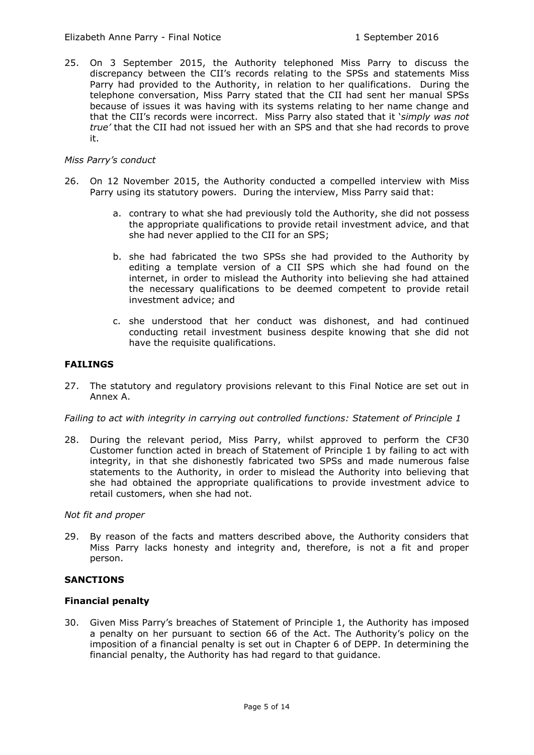25. On 3 September 2015, the Authority telephoned Miss Parry to discuss the discrepancy between the CII's records relating to the SPSs and statements Miss Parry had provided to the Authority, in relation to her qualifications. During the telephone conversation, Miss Parry stated that the CII had sent her manual SPSs because of issues it was having with its systems relating to her name change and that the CII's records were incorrect. Miss Parry also stated that it '*simply was not true'* that the CII had not issued her with an SPS and that she had records to prove it.

*Miss Parry's conduct*

26. On 12 November 2015, the Authority conducted a compelled interview with Miss Parry using its statutory powers. During the interview, Miss Parry said that:

    a. contrary to what she had previously told the Authority, she did not possess the appropriate qualifications to provide retail investment advice, and that she had never applied to the CII for an SPS;

    b. she had fabricated the two SPSs she had provided to the Authority by editing a template version of a CII SPS which she had found on the internet, in order to mislead the Authority into believing she had attained the necessary qualifications to be deemed competent to provide retail investment advice; and

    c. she understood that her conduct was dishonest, and had continued conducting retail investment business despite knowing that she did not have the requisite qualifications.

## FAILINGS

27. The statutory and regulatory provisions relevant to this Final Notice are set out in Annex A.

*Failing to act with integrity in carrying out controlled functions: Statement of Principle 1*

28. During the relevant period, Miss Parry, whilst approved to perform the CF30 Customer function acted in breach of Statement of Principle 1 by failing to act with integrity, in that she dishonestly fabricated two SPSs and made numerous false statements to the Authority, in order to mislead the Authority into believing that she had obtained the appropriate qualifications to provide investment advice to retail customers, when she had not.

*Not fit and proper*

29. By reason of the facts and matters described above, the Authority considers that Miss Parry lacks honesty and integrity and, therefore, is not a fit and proper person.

## SANCTIONS

### Financial penalty

30. Given Miss Parry's breaches of Statement of Principle 1, the Authority has imposed a penalty on her pursuant to section 66 of the Act. The Authority's policy on the imposition of a financial penalty is set out in Chapter 6 of DEPP. In determining the financial penalty, the Authority has had regard to that guidance.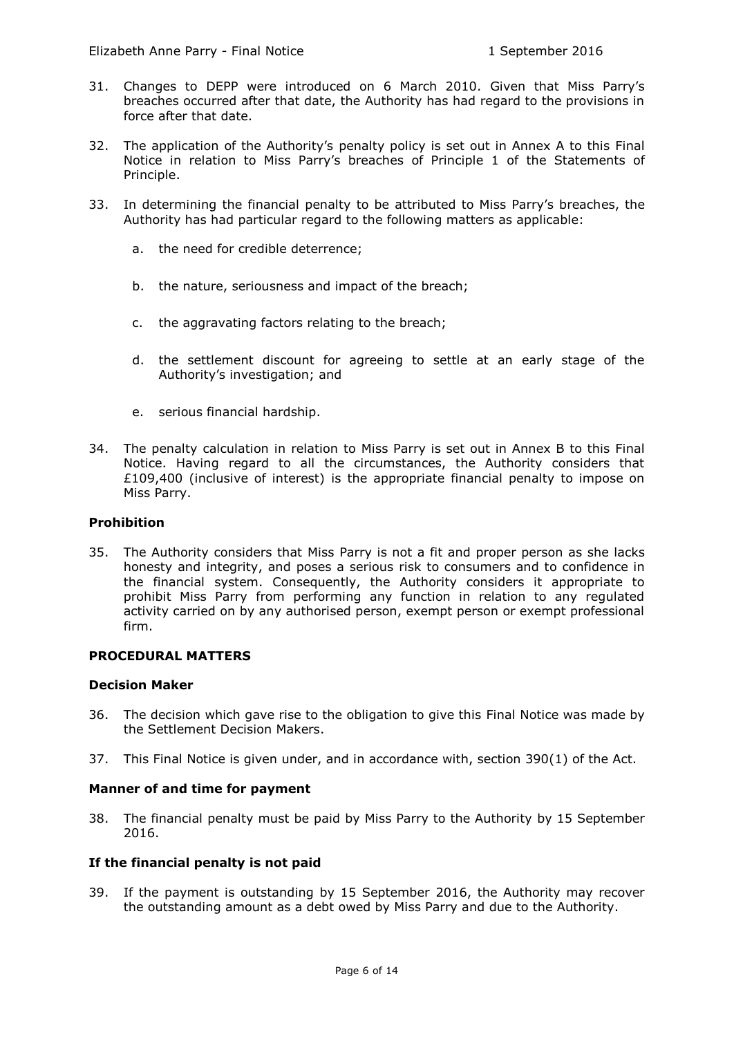31. Changes to DEPP were introduced on 6 March 2010. Given that Miss Parry's breaches occurred after that date, the Authority has had regard to the provisions in force after that date.

32. The application of the Authority's penalty policy is set out in Annex A to this Final Notice in relation to Miss Parry's breaches of Principle 1 of the Statements of Principle.

33. In determining the financial penalty to be attributed to Miss Parry's breaches, the Authority has had particular regard to the following matters as applicable:

    a. the need for credible deterrence;

    b. the nature, seriousness and impact of the breach;

    c. the aggravating factors relating to the breach;

    d. the settlement discount for agreeing to settle at an early stage of the Authority's investigation; and

    e. serious financial hardship.

34. The penalty calculation in relation to Miss Parry is set out in Annex B to this Final Notice. Having regard to all the circumstances, the Authority considers that £109,400 (inclusive of interest) is the appropriate financial penalty to impose on Miss Parry.

### Prohibition

35. The Authority considers that Miss Parry is not a fit and proper person as she lacks honesty and integrity, and poses a serious risk to consumers and to confidence in the financial system. Consequently, the Authority considers it appropriate to prohibit Miss Parry from performing any function in relation to any regulated activity carried on by any authorised person, exempt person or exempt professional firm.

## PROCEDURAL MATTERS

### Decision Maker

36. The decision which gave rise to the obligation to give this Final Notice was made by the Settlement Decision Makers.

37. This Final Notice is given under, and in accordance with, section 390(1) of the Act.

### Manner of and time for payment

38. The financial penalty must be paid by Miss Parry to the Authority by 15 September 2016.

### If the financial penalty is not paid

39. If the payment is outstanding by 15 September 2016, the Authority may recover the outstanding amount as a debt owed by Miss Parry and due to the Authority.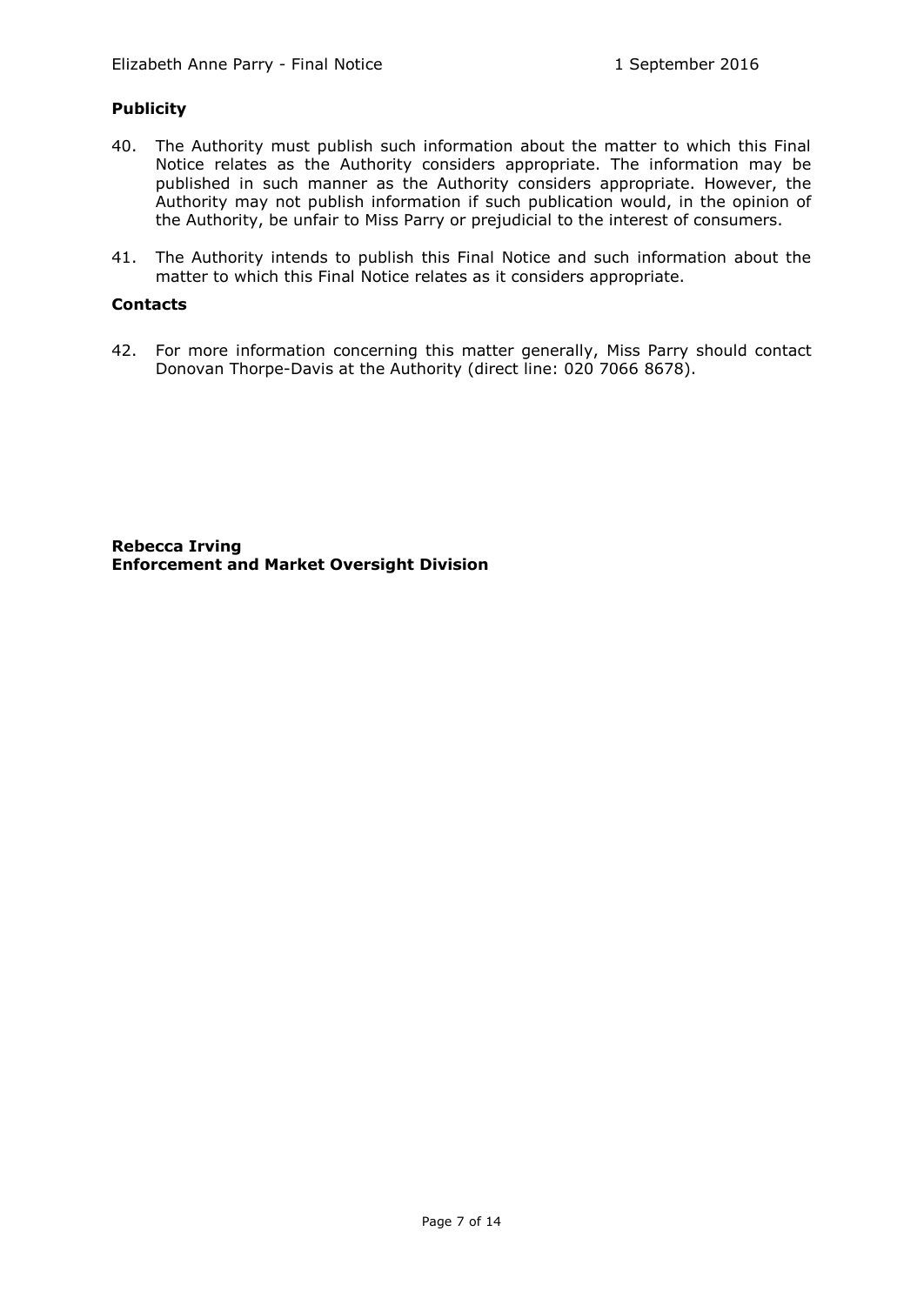**Publicity**

40. The Authority must publish such information about the matter to which this Final Notice relates as the Authority considers appropriate. The information may be published in such manner as the Authority considers appropriate. However, the Authority may not publish information if such publication would, in the opinion of the Authority, be unfair to Miss Parry or prejudicial to the interest of consumers.

41. The Authority intends to publish this Final Notice and such information about the matter to which this Final Notice relates as it considers appropriate.

**Contacts**

42. For more information concerning this matter generally, Miss Parry should contact Donovan Thorpe-Davis at the Authority (direct line: 020 7066 8678).

**Rebecca Irving**
**Enforcement and Market Oversight Division**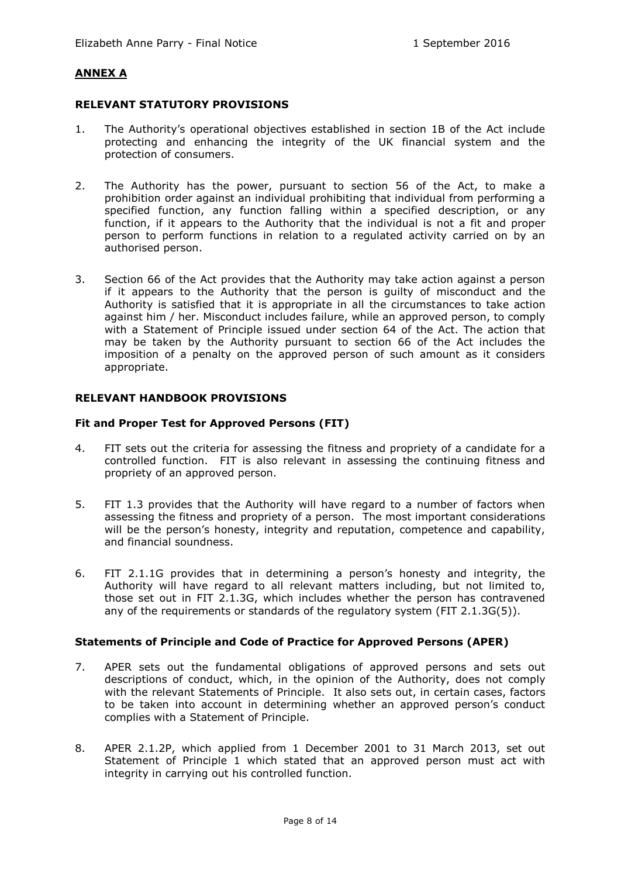## ANNEX A

### RELEVANT STATUTORY PROVISIONS

1. The Authority's operational objectives established in section 1B of the Act include protecting and enhancing the integrity of the UK financial system and the protection of consumers.

2. The Authority has the power, pursuant to section 56 of the Act, to make a prohibition order against an individual prohibiting that individual from performing a specified function, any function falling within a specified description, or any function, if it appears to the Authority that the individual is not a fit and proper person to perform functions in relation to a regulated activity carried on by an authorised person.

3. Section 66 of the Act provides that the Authority may take action against a person if it appears to the Authority that the person is guilty of misconduct and the Authority is satisfied that it is appropriate in all the circumstances to take action against him / her. Misconduct includes failure, while an approved person, to comply with a Statement of Principle issued under section 64 of the Act. The action that may be taken by the Authority pursuant to section 66 of the Act includes the imposition of a penalty on the approved person of such amount as it considers appropriate.

### RELEVANT HANDBOOK PROVISIONS

#### Fit and Proper Test for Approved Persons (FIT)

4. FIT sets out the criteria for assessing the fitness and propriety of a candidate for a controlled function. FIT is also relevant in assessing the continuing fitness and propriety of an approved person.

5. FIT 1.3 provides that the Authority will have regard to a number of factors when assessing the fitness and propriety of a person. The most important considerations will be the person's honesty, integrity and reputation, competence and capability, and financial soundness.

6. FIT 2.1.1G provides that in determining a person's honesty and integrity, the Authority will have regard to all relevant matters including, but not limited to, those set out in FIT 2.1.3G, which includes whether the person has contravened any of the requirements or standards of the regulatory system (FIT 2.1.3G(5)).

#### Statements of Principle and Code of Practice for Approved Persons (APER)

7. APER sets out the fundamental obligations of approved persons and sets out descriptions of conduct, which, in the opinion of the Authority, does not comply with the relevant Statements of Principle. It also sets out, in certain cases, factors to be taken into account in determining whether an approved person's conduct complies with a Statement of Principle.

8. APER 2.1.2P, which applied from 1 December 2001 to 31 March 2013, set out Statement of Principle 1 which stated that an approved person must act with integrity in carrying out his controlled function.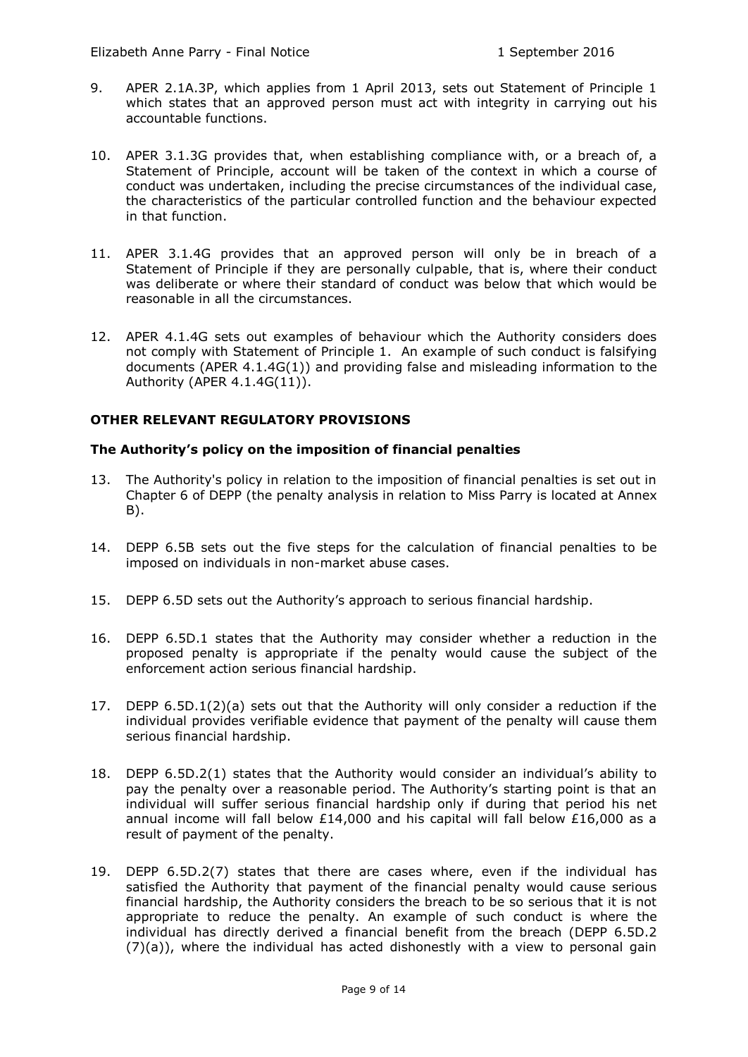9. APER 2.1A.3P, which applies from 1 April 2013, sets out Statement of Principle 1 which states that an approved person must act with integrity in carrying out his accountable functions.

10. APER 3.1.3G provides that, when establishing compliance with, or a breach of, a Statement of Principle, account will be taken of the context in which a course of conduct was undertaken, including the precise circumstances of the individual case, the characteristics of the particular controlled function and the behaviour expected in that function.

11. APER 3.1.4G provides that an approved person will only be in breach of a Statement of Principle if they are personally culpable, that is, where their conduct was deliberate or where their standard of conduct was below that which would be reasonable in all the circumstances.

12. APER 4.1.4G sets out examples of behaviour which the Authority considers does not comply with Statement of Principle 1. An example of such conduct is falsifying documents (APER 4.1.4G(1)) and providing false and misleading information to the Authority (APER 4.1.4G(11)).

## OTHER RELEVANT REGULATORY PROVISIONS

### The Authority's policy on the imposition of financial penalties

13. The Authority's policy in relation to the imposition of financial penalties is set out in Chapter 6 of DEPP (the penalty analysis in relation to Miss Parry is located at Annex B).

14. DEPP 6.5B sets out the five steps for the calculation of financial penalties to be imposed on individuals in non-market abuse cases.

15. DEPP 6.5D sets out the Authority's approach to serious financial hardship.

16. DEPP 6.5D.1 states that the Authority may consider whether a reduction in the proposed penalty is appropriate if the penalty would cause the subject of the enforcement action serious financial hardship.

17. DEPP 6.5D.1(2)(a) sets out that the Authority will only consider a reduction if the individual provides verifiable evidence that payment of the penalty will cause them serious financial hardship.

18. DEPP 6.5D.2(1) states that the Authority would consider an individual's ability to pay the penalty over a reasonable period. The Authority's starting point is that an individual will suffer serious financial hardship only if during that period his net annual income will fall below £14,000 and his capital will fall below £16,000 as a result of payment of the penalty.

19. DEPP 6.5D.2(7) states that there are cases where, even if the individual has satisfied the Authority that payment of the financial penalty would cause serious financial hardship, the Authority considers the breach to be so serious that it is not appropriate to reduce the penalty. An example of such conduct is where the individual has directly derived a financial benefit from the breach (DEPP 6.5D.2 (7)(a)), where the individual has acted dishonestly with a view to personal gain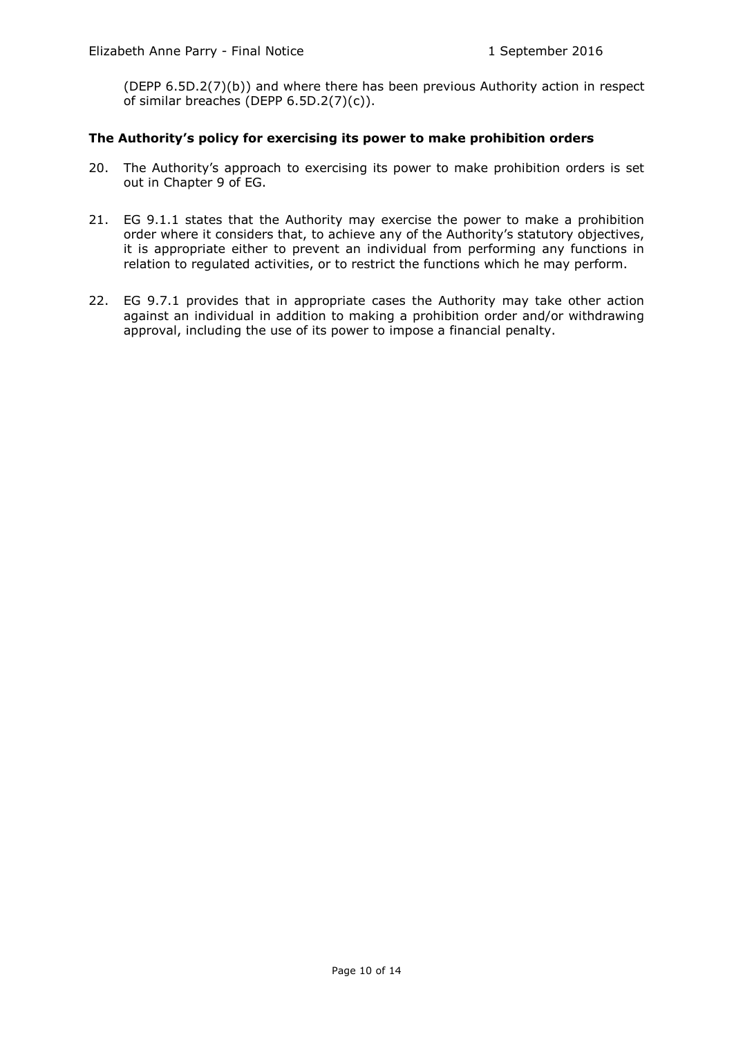(DEPP 6.5D.2(7)(b)) and where there has been previous Authority action in respect of similar breaches (DEPP 6.5D.2(7)(c)).

**The Authority's policy for exercising its power to make prohibition orders**

20. The Authority's approach to exercising its power to make prohibition orders is set out in Chapter 9 of EG.

21. EG 9.1.1 states that the Authority may exercise the power to make a prohibition order where it considers that, to achieve any of the Authority's statutory objectives, it is appropriate either to prevent an individual from performing any functions in relation to regulated activities, or to restrict the functions which he may perform.

22. EG 9.7.1 provides that in appropriate cases the Authority may take other action against an individual in addition to making a prohibition order and/or withdrawing approval, including the use of its power to impose a financial penalty.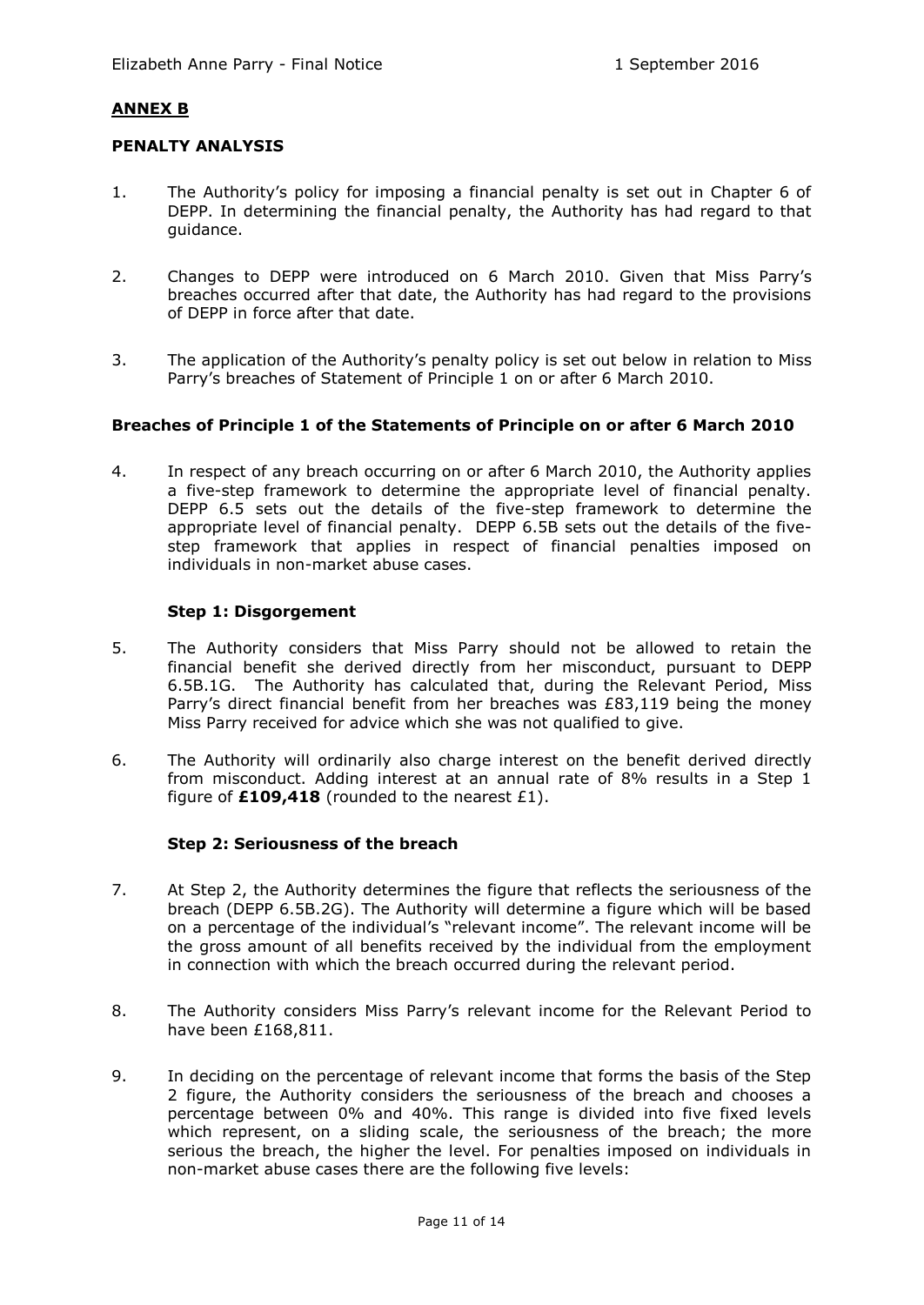## ANNEX B

### PENALTY ANALYSIS

1. The Authority's policy for imposing a financial penalty is set out in Chapter 6 of DEPP. In determining the financial penalty, the Authority has had regard to that guidance.

2. Changes to DEPP were introduced on 6 March 2010. Given that Miss Parry's breaches occurred after that date, the Authority has had regard to the provisions of DEPP in force after that date.

3. The application of the Authority's penalty policy is set out below in relation to Miss Parry's breaches of Statement of Principle 1 on or after 6 March 2010.

### Breaches of Principle 1 of the Statements of Principle on or after 6 March 2010

4. In respect of any breach occurring on or after 6 March 2010, the Authority applies a five-step framework to determine the appropriate level of financial penalty. DEPP 6.5 sets out the details of the five-step framework to determine the appropriate level of financial penalty. DEPP 6.5B sets out the details of the five-step framework that applies in respect of financial penalties imposed on individuals in non-market abuse cases.

#### Step 1: Disgorgement

5. The Authority considers that Miss Parry should not be allowed to retain the financial benefit she derived directly from her misconduct, pursuant to DEPP 6.5B.1G. The Authority has calculated that, during the Relevant Period, Miss Parry's direct financial benefit from her breaches was £83,119 being the money Miss Parry received for advice which she was not qualified to give.

6. The Authority will ordinarily also charge interest on the benefit derived directly from misconduct. Adding interest at an annual rate of 8% results in a Step 1 figure of **£109,418** (rounded to the nearest £1).

#### Step 2: Seriousness of the breach

7. At Step 2, the Authority determines the figure that reflects the seriousness of the breach (DEPP 6.5B.2G). The Authority will determine a figure which will be based on a percentage of the individual's "relevant income". The relevant income will be the gross amount of all benefits received by the individual from the employment in connection with which the breach occurred during the relevant period.

8. The Authority considers Miss Parry's relevant income for the Relevant Period to have been £168,811.

9. In deciding on the percentage of relevant income that forms the basis of the Step 2 figure, the Authority considers the seriousness of the breach and chooses a percentage between 0% and 40%. This range is divided into five fixed levels which represent, on a sliding scale, the seriousness of the breach; the more serious the breach, the higher the level. For penalties imposed on individuals in non-market abuse cases there are the following five levels: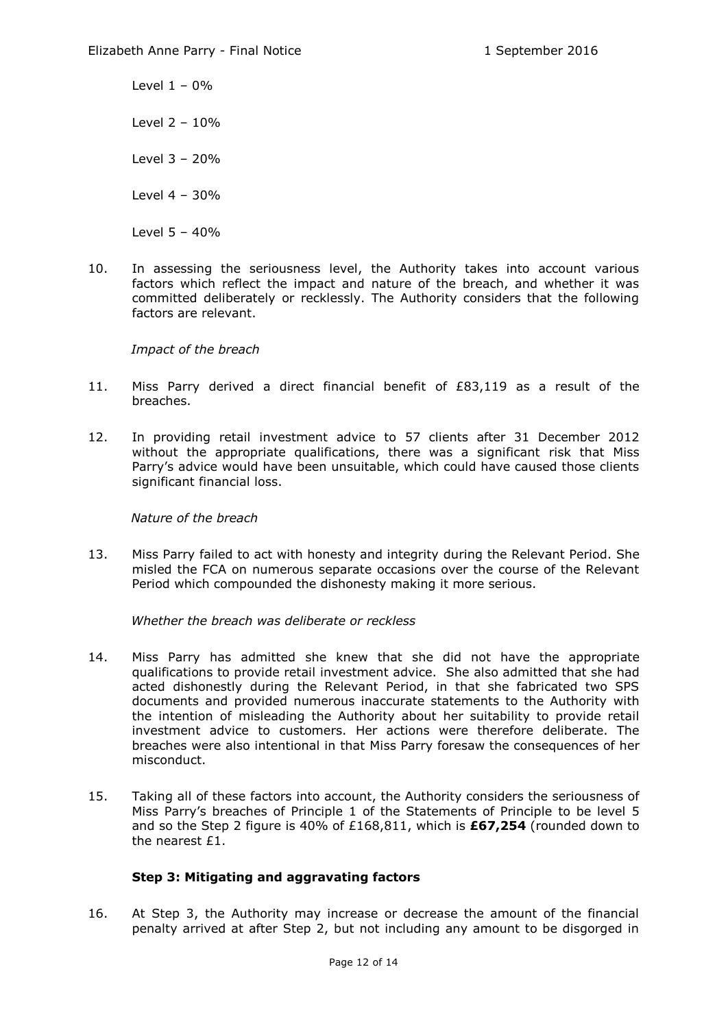Level 1 – 0%

Level 2 – 10%

Level 3 – 20%

Level 4 – 30%

Level 5 – 40%

10. In assessing the seriousness level, the Authority takes into account various factors which reflect the impact and nature of the breach, and whether it was committed deliberately or recklessly. The Authority considers that the following factors are relevant.

*Impact of the breach*

11. Miss Parry derived a direct financial benefit of £83,119 as a result of the breaches.

12. In providing retail investment advice to 57 clients after 31 December 2012 without the appropriate qualifications, there was a significant risk that Miss Parry's advice would have been unsuitable, which could have caused those clients significant financial loss.

*Nature of the breach*

13. Miss Parry failed to act with honesty and integrity during the Relevant Period. She misled the FCA on numerous separate occasions over the course of the Relevant Period which compounded the dishonesty making it more serious.

*Whether the breach was deliberate or reckless*

14. Miss Parry has admitted she knew that she did not have the appropriate qualifications to provide retail investment advice. She also admitted that she had acted dishonestly during the Relevant Period, in that she fabricated two SPS documents and provided numerous inaccurate statements to the Authority with the intention of misleading the Authority about her suitability to provide retail investment advice to customers. Her actions were therefore deliberate. The breaches were also intentional in that Miss Parry foresaw the consequences of her misconduct.

15. Taking all of these factors into account, the Authority considers the seriousness of Miss Parry's breaches of Principle 1 of the Statements of Principle to be level 5 and so the Step 2 figure is 40% of £168,811, which is **£67,254** (rounded down to the nearest £1.

### Step 3: Mitigating and aggravating factors

16. At Step 3, the Authority may increase or decrease the amount of the financial penalty arrived at after Step 2, but not including any amount to be disgorged in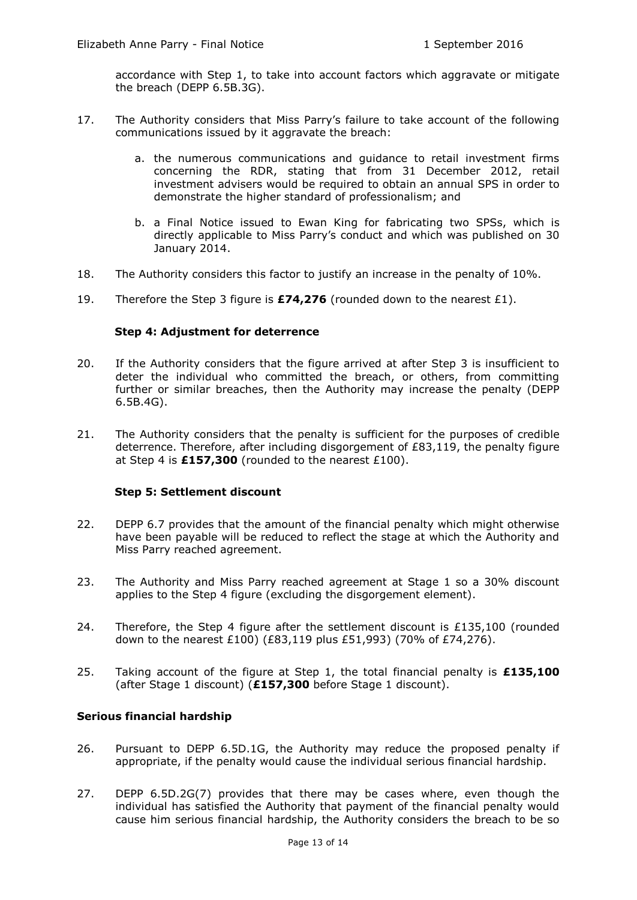accordance with Step 1, to take into account factors which aggravate or mitigate the breach (DEPP 6.5B.3G).

17. The Authority considers that Miss Parry's failure to take account of the following communications issued by it aggravate the breach:

    a. the numerous communications and guidance to retail investment firms concerning the RDR, stating that from 31 December 2012, retail investment advisers would be required to obtain an annual SPS in order to demonstrate the higher standard of professionalism; and

    b. a Final Notice issued to Ewan King for fabricating two SPSs, which is directly applicable to Miss Parry's conduct and which was published on 30 January 2014.

18. The Authority considers this factor to justify an increase in the penalty of 10%.

19. Therefore the Step 3 figure is **£74,276** (rounded down to the nearest £1).

### Step 4: Adjustment for deterrence

20. If the Authority considers that the figure arrived at after Step 3 is insufficient to deter the individual who committed the breach, or others, from committing further or similar breaches, then the Authority may increase the penalty (DEPP 6.5B.4G).

21. The Authority considers that the penalty is sufficient for the purposes of credible deterrence. Therefore, after including disgorgement of £83,119, the penalty figure at Step 4 is **£157,300** (rounded to the nearest £100).

### Step 5: Settlement discount

22. DEPP 6.7 provides that the amount of the financial penalty which might otherwise have been payable will be reduced to reflect the stage at which the Authority and Miss Parry reached agreement.

23. The Authority and Miss Parry reached agreement at Stage 1 so a 30% discount applies to the Step 4 figure (excluding the disgorgement element).

24. Therefore, the Step 4 figure after the settlement discount is £135,100 (rounded down to the nearest £100) (£83,119 plus £51,993) (70% of £74,276).

25. Taking account of the figure at Step 1, the total financial penalty is **£135,100** (after Stage 1 discount) (**£157,300** before Stage 1 discount).

## Serious financial hardship

26. Pursuant to DEPP 6.5D.1G, the Authority may reduce the proposed penalty if appropriate, if the penalty would cause the individual serious financial hardship.

27. DEPP 6.5D.2G(7) provides that there may be cases where, even though the individual has satisfied the Authority that payment of the financial penalty would cause him serious financial hardship, the Authority considers the breach to be so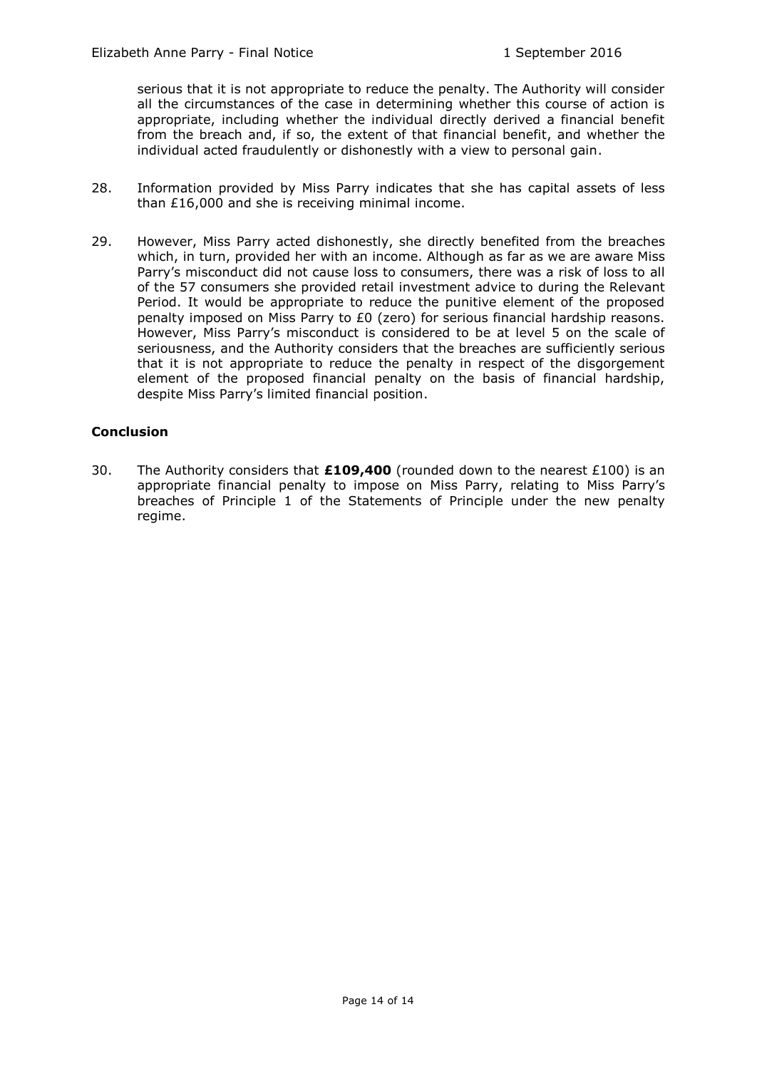serious that it is not appropriate to reduce the penalty. The Authority will consider all the circumstances of the case in determining whether this course of action is appropriate, including whether the individual directly derived a financial benefit from the breach and, if so, the extent of that financial benefit, and whether the individual acted fraudulently or dishonestly with a view to personal gain.

28. Information provided by Miss Parry indicates that she has capital assets of less than £16,000 and she is receiving minimal income.

29. However, Miss Parry acted dishonestly, she directly benefited from the breaches which, in turn, provided her with an income. Although as far as we are aware Miss Parry's misconduct did not cause loss to consumers, there was a risk of loss to all of the 57 consumers she provided retail investment advice to during the Relevant Period. It would be appropriate to reduce the punitive element of the proposed penalty imposed on Miss Parry to £0 (zero) for serious financial hardship reasons. However, Miss Parry's misconduct is considered to be at level 5 on the scale of seriousness, and the Authority considers that the breaches are sufficiently serious that it is not appropriate to reduce the penalty in respect of the disgorgement element of the proposed financial penalty on the basis of financial hardship, despite Miss Parry's limited financial position.

**Conclusion**

30. The Authority considers that **£109,400** (rounded down to the nearest £100) is an appropriate financial penalty to impose on Miss Parry, relating to Miss Parry's breaches of Principle 1 of the Statements of Principle under the new penalty regime.